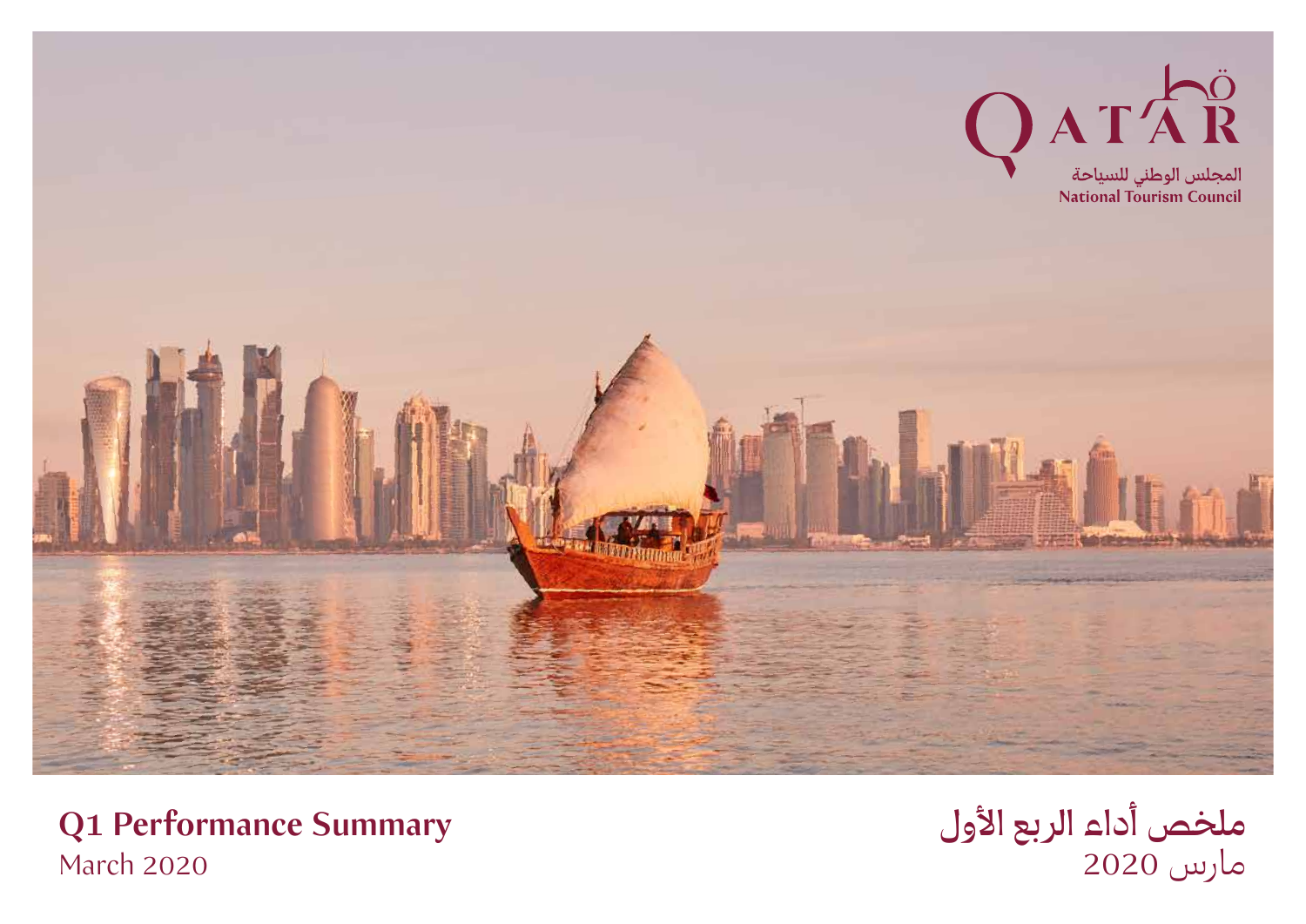QATAR

المجلس الوطني للسياحة
National Tourism Council

# Q1 Performance Summary

March 2020

# ملخص أداء الربع الأول

مارس 2020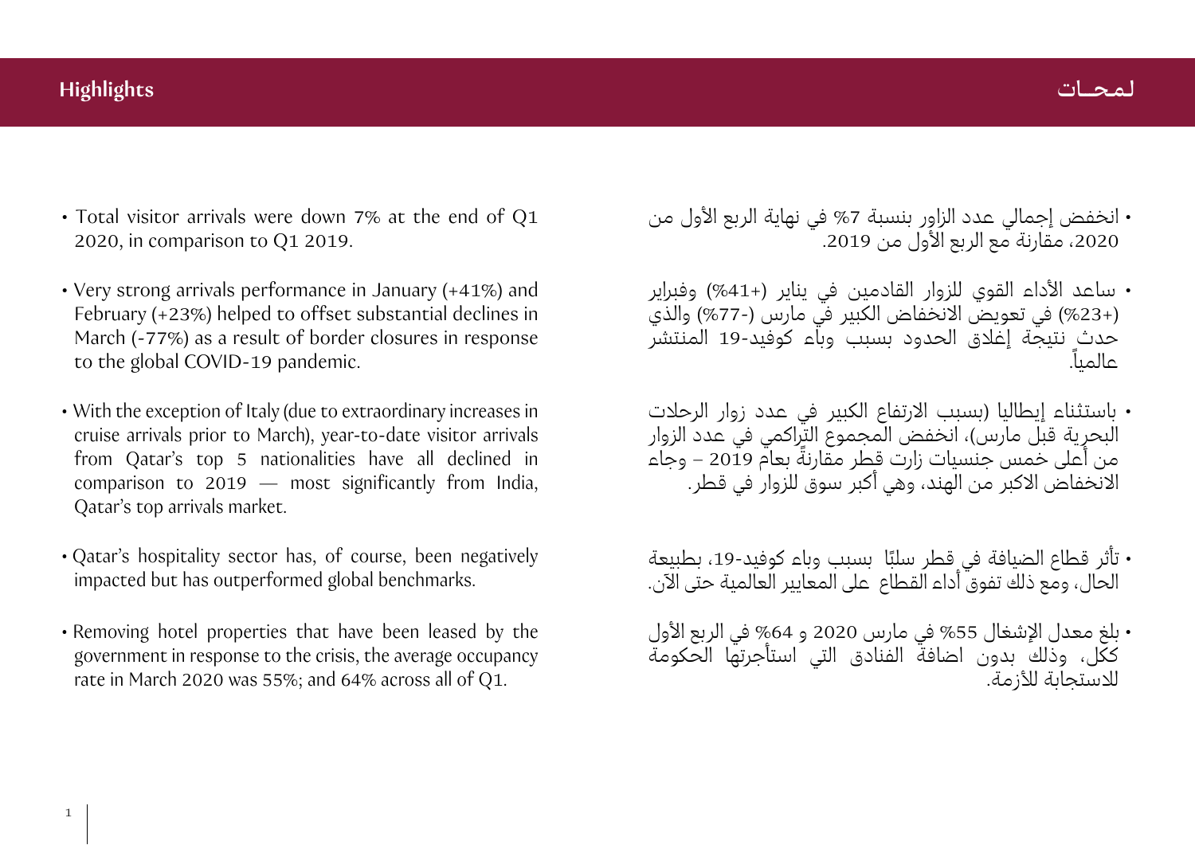## Highlights

- Total visitor arrivals were down 7% at the end of Q1 2020, in comparison to Q1 2019.
- Very strong arrivals performance in January (+41%) and February (+23%) helped to offset substantial declines in March (-77%) as a result of border closures in response to the global COVID-19 pandemic.
- With the exception of Italy (due to extraordinary increases in cruise arrivals prior to March), year-to-date visitor arrivals from Qatar's top 5 nationalities have all declined in comparison to 2019 — most significantly from India, Qatar's top arrivals market.
- Qatar's hospitality sector has, of course, been negatively impacted but has outperformed global benchmarks.
- Removing hotel properties that have been leased by the government in response to the crisis, the average occupancy rate in March 2020 was 55%; and 64% across all of Q1.

## لمحـات

- انخفض إجمالي عدد الزاور بنسبة 7% في نهاية الربع الأول من 2020، مقارنة مع الربع الأول من 2019.
- ساعد الأداء القوي للزوار القادمين في يناير (+41%) وفبراير (+23%) في تعويض الانخفاض الكبير في مارس (-77%) والذي حدث نتيجة إغلاق الحدود بسبب وباء كوفيد-19 المنتشر عالمياً.
- باستثناء إيطاليا (بسبب الارتفاع الكبير في عدد زوار الرحلات البحرية قبل مارس)، انخفض المجموع التراكمي في عدد الزوار من أعلى خمس جنسيات زارت قطر مقارنةً بعام 2019 – وجاء الانخفاض الاكبر من الهند، وهي أكبر سوق للزوار في قطر.
- تأثر قطاع الضيافة في قطر سلبًا بسبب وباء كوفيد-19، بطبيعة الحال، ومع ذلك تفوق أداء القطاع على المعايير العالمية حتى الآن.
- بلغ معدل الإشغال 55% في مارس 2020 و 64% في الربع الأول ككل، وذلك بدون اضافة الفنادق التي استأجرتها الحكومة للاستجابة للأزمة.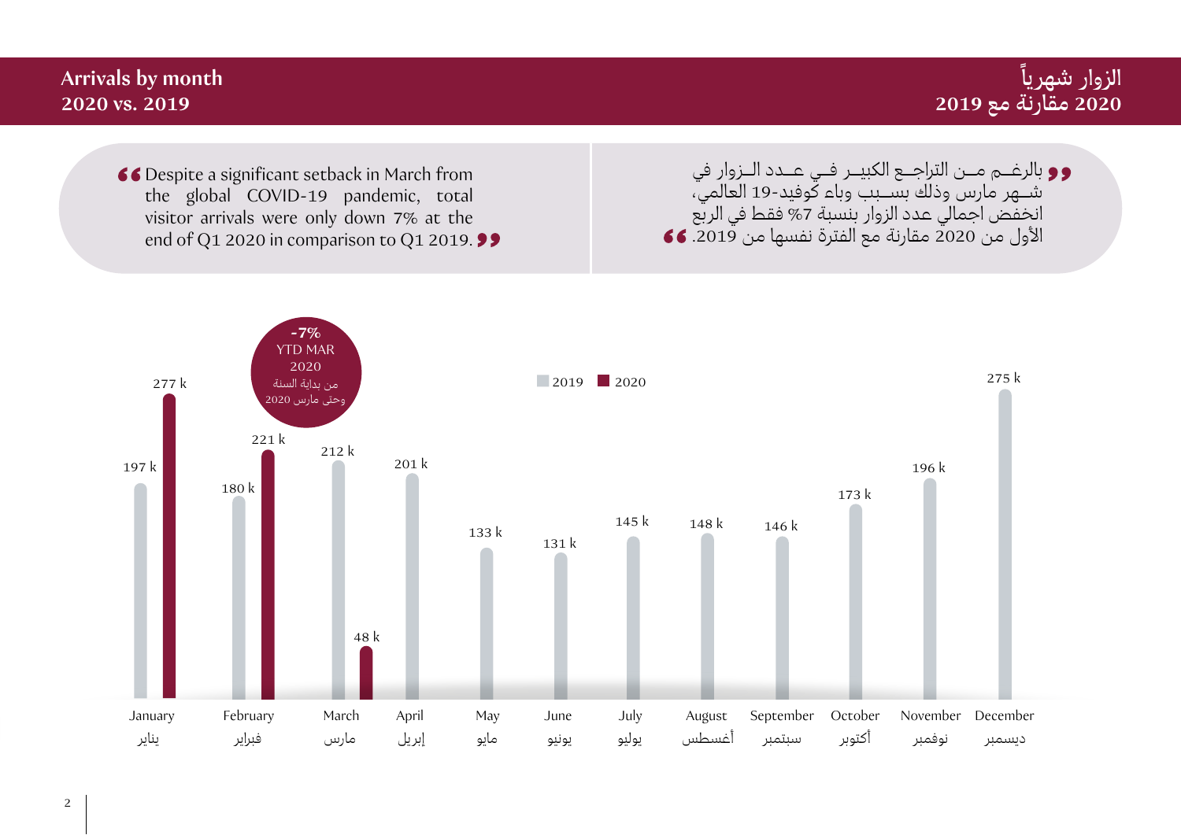## Arrivals by month
## 2020 vs. 2019

## الزوار شهرياً
## 2020 مقارنة مع 2019

> Despite a significant setback in March from the global COVID-19 pandemic, total visitor arrivals were only down 7% at the end of Q1 2020 in comparison to Q1 2019.

> بالرغم من التراجع الكبير في عدد الزوار في شهر مارس وذلك بسبب وباء كوفيد-19 العالمي، انخفض اجمالي عدد الزوار بنسبة 7% فقط في الربع الأول من 2020 مقارنة مع الفترة نفسها من 2019.

**-7%** YTD MAR 2020
من بداية السنة وحتى مارس 2020

| Month | الشهر | 2019 | 2020 |
|---|---|---|---|
| January | يناير | 197 k | 277 k |
| February | فبراير | 180 k | 221 k |
| March | مارس | 212 k | 48 k |
| April | إبريل | 201 k | |
| May | مايو | 133 k | |
| June | يونيو | 131 k | |
| July | يوليو | 145 k | |
| August | أغسطس | 148 k | |
| September | سبتمبر | 146 k | |
| October | أكتوبر | 173 k | |
| November | نوفمبر | 196 k | |
| December | ديسمبر | 275 k | |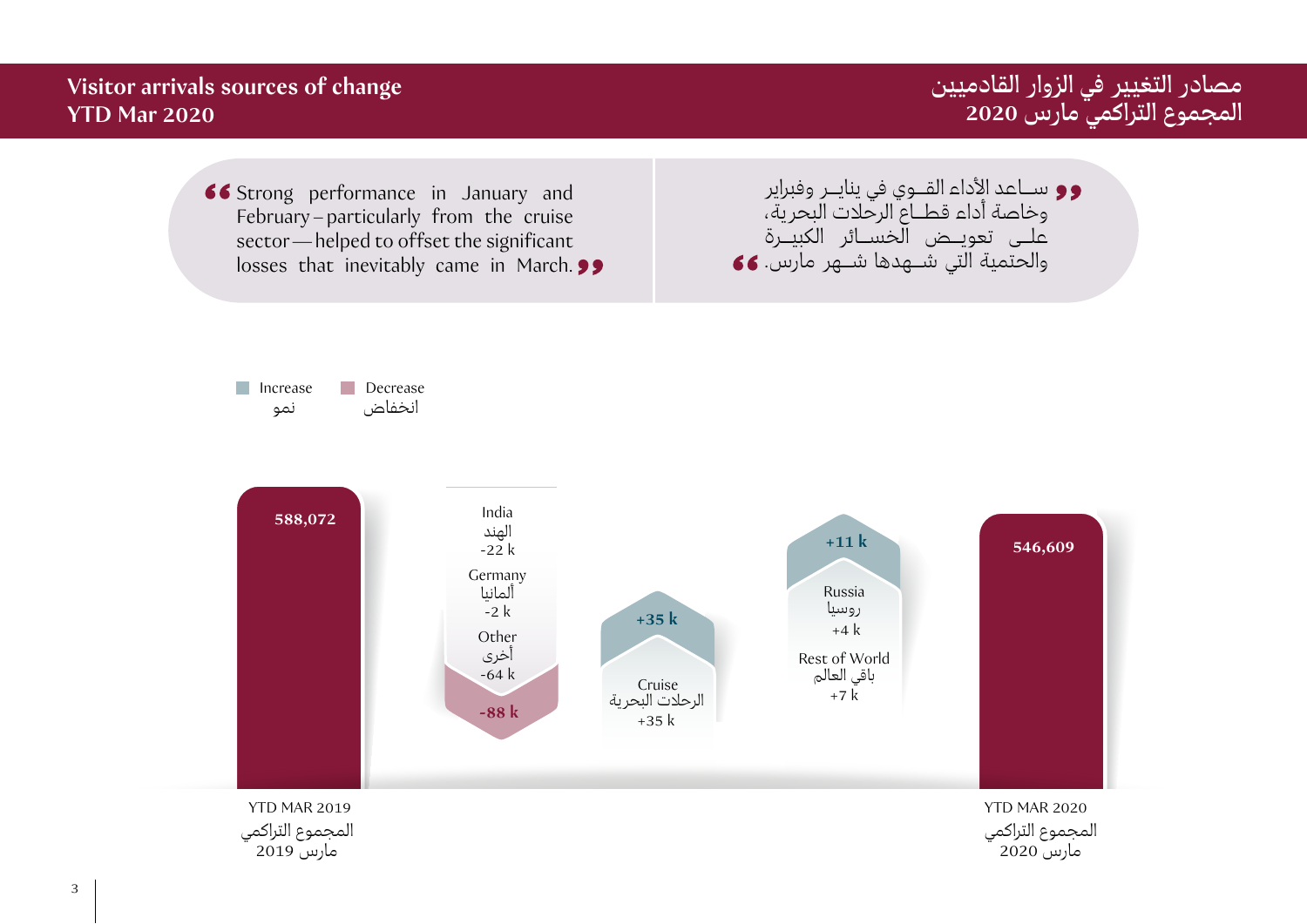# Visitor arrivals sources of change YTD Mar 2020

# مصادر التغيير في الزوار القادميين المجموع التراكمي مارس 2020

“Strong performance in January and February – particularly from the cruise sector — helped to offset the significant losses that inevitably came in March.”

“ساعد الأداء القوي في يناير وفبراير وخاصة أداء قطاع الرحلات البحرية، على تعويض الخسائر الكبيرة والحتمية التي شهدها شهر مارس.”

Increase نمو | Decrease انخفاض

| | Value |
|---|---|
| YTD MAR 2019 المجموع التراكمي مارس 2019 | 588,072 |
| India الهند | -22 k |
| Germany ألمانيا | -2 k |
| Other أخرى | -64 k |
| **Total decrease** | **-88 k** |
| Cruise الرحلات البحرية | +35 k |
| **Total increase** | **+35 k** |
| Russia روسيا | +4 k |
| Rest of World باقي العالم | +7 k |
| **Total increase** | **+11 k** |
| YTD MAR 2020 المجموع التراكمي مارس 2020 | 546,609 |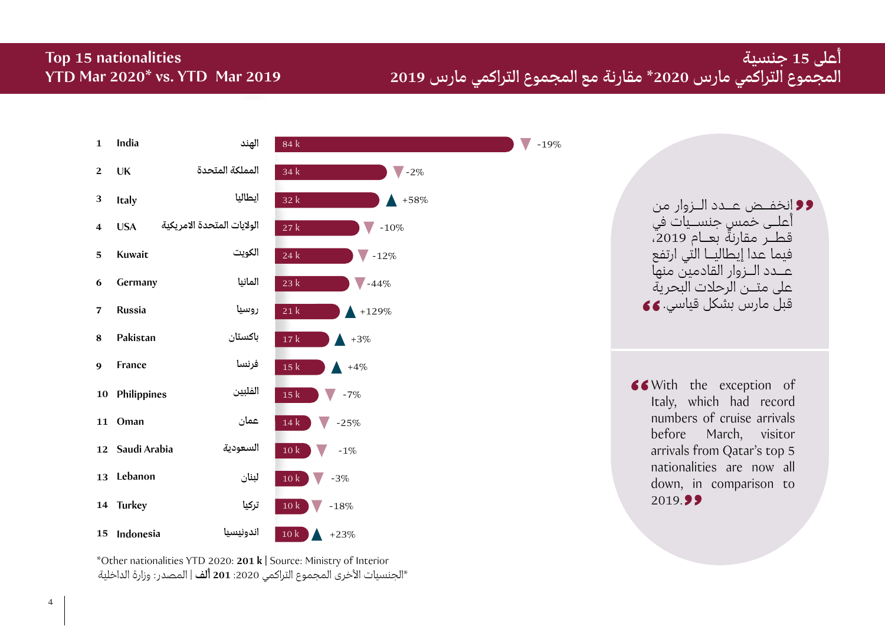# Top 15 nationalities
## YTD Mar 2020* vs. YTD Mar 2019

# أعلى 15 جنسية
## المجموع التراكمي مارس 2020* مقارنة مع المجموع التراكمي مارس 2019

| # | Nationality | الجنسية | Visitors | Change |
|---|---|---|---|---|
| 1 | India | الهند | 84 k | ▼ -19% |
| 2 | UK | المملكة المتحدة | 34 k | ▼ -2% |
| 3 | Italy | ايطاليا | 32 k | ▲ +58% |
| 4 | USA | الولايات المتحدة الامريكية | 27 k | ▼ -10% |
| 5 | Kuwait | الكويت | 24 k | ▼ -12% |
| 6 | Germany | المانيا | 23 k | ▼ -44% |
| 7 | Russia | روسيا | 21 k | ▲ +129% |
| 8 | Pakistan | باكستان | 17 k | ▲ +3% |
| 9 | France | فرنسا | 15 k | ▲ +4% |
| 10 | Philippines | الفلبين | 15 k | ▼ -7% |
| 11 | Oman | عمان | 14 k | ▼ -25% |
| 12 | Saudi Arabia | السعودية | 10 k | ▼ -1% |
| 13 | Lebanon | لبنان | 10 k | ▼ -3% |
| 14 | Turkey | تركيا | 10 k | ▼ -18% |
| 15 | Indonesia | اندونيسيا | 10 k | ▲ +23% |

*Other nationalities YTD 2020: **201 k** | Source: Ministry of Interior

*الجنسيات الأخرى المجموع التراكمي 2020: **201 ألف** | المصدر: وزارة الداخلية

> "انخفض عدد الزوار من أعلى خمس جنسيات في قطر مقارنةً بعام 2019، فيما عدا إيطاليا التي ارتفع عدد الزوار القادمين منها على متن الرحلات البحرية قبل مارس بشكل قياسي."

> "With the exception of Italy, which had record numbers of cruise arrivals before March, visitor arrivals from Qatar's top 5 nationalities are now all down, in comparison to 2019."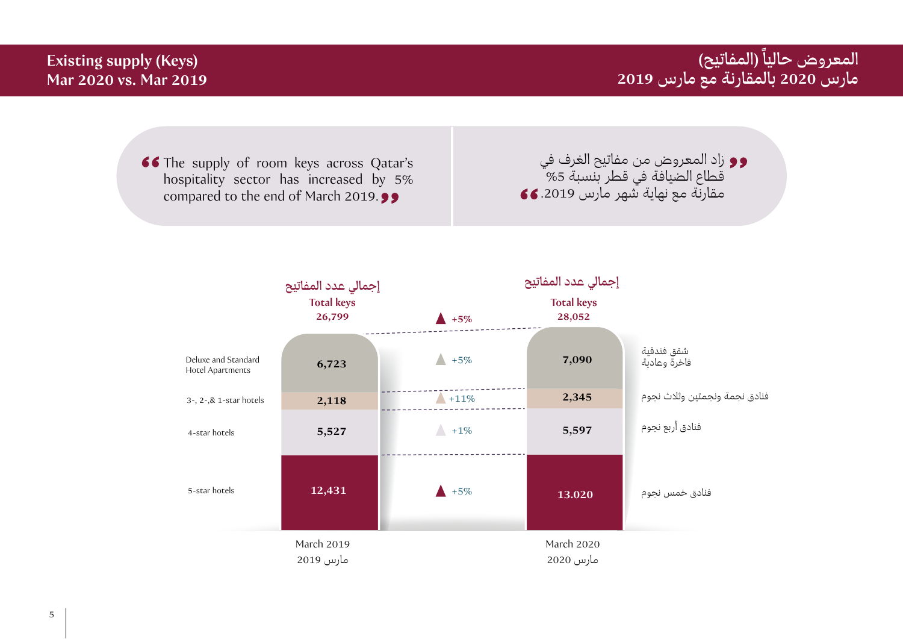# Existing supply (Keys)
# Mar 2020 vs. Mar 2019

# المعروض حالياً (المفاتيح)
# مارس 2020 بالمقارنة مع مارس 2019

> The supply of room keys across Qatar's hospitality sector has increased by 5% compared to the end of March 2019.

> زاد المعروض من مفاتيح الغرف في قطاع الضيافة في قطر بنسبة 5% مقارنة مع نهاية شهر مارس 2019.

| | March 2019 / مارس 2019 | Change | March 2020 / مارس 2020 | |
|---|---|---|---|---|
| Total keys / إجمالي عدد المفاتيح | 26,799 | ▲ +5% | 28,052 | |
| Deluxe and Standard Hotel Apartments | 6,723 | ▲ +5% | 7,090 | شقق فندقية فاخرة وعادية |
| 3-, 2-,& 1-star hotels | 2,118 | ▲ +11% | 2,345 | فنادق نجمة ونجمتين وثلاث نجوم |
| 4-star hotels | 5,527 | ▲ +1% | 5,597 | فنادق أربع نجوم |
| 5-star hotels | 12,431 | ▲ +5% | 13.020 | فنادق خمس نجوم |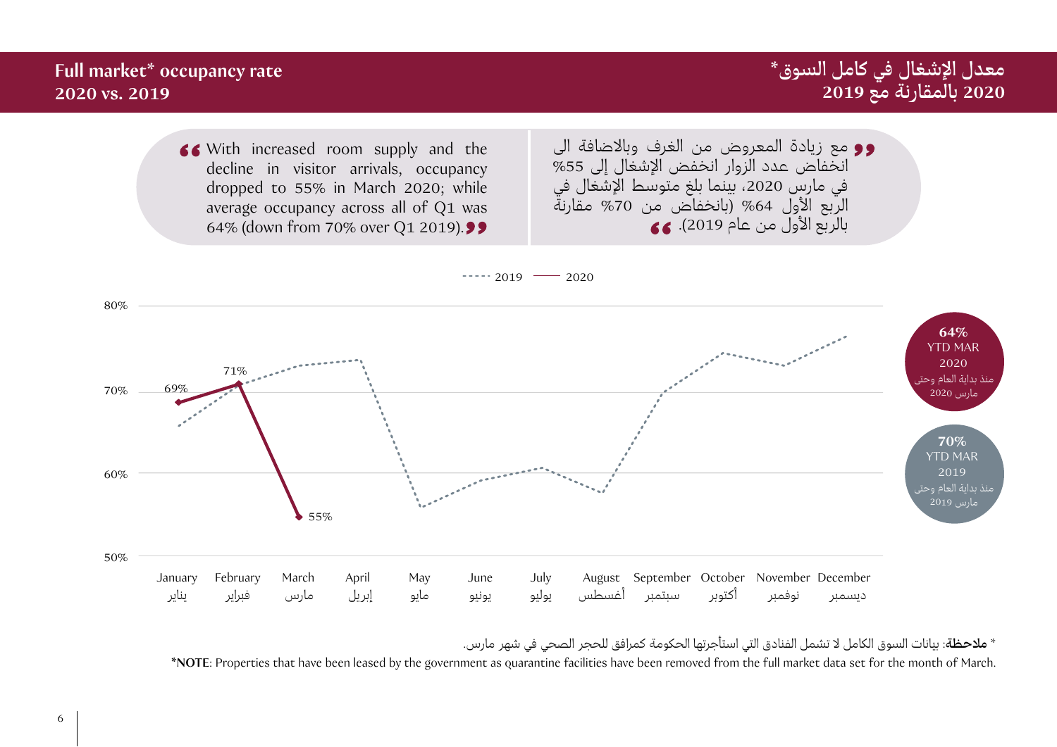# Full market* occupancy rate
## 2020 vs. 2019

# معدل الإشغال في كامل السوق*
## 2020 بالمقارنة مع 2019

> With increased room supply and the decline in visitor arrivals, occupancy dropped to 55% in March 2020; while average occupancy across all of Q1 was 64% (down from 70% over Q1 2019).

> مع زيادة المعروض من الغرف وبالاضافة الى انخفاض عدد الزوار انخفض الإشغال إلى 55% في مارس 2020، بينما بلغ متوسط الإشغال في الربع الأول 64% (بانخفاض من 70% مقارنة بالربع الأول من عام 2019).

----- 2019 —— 2020

| Month | 2020 |
|---|---|
| January يناير | 69% |
| February فبراير | 71% |
| March مارس | 55% |
| April إبريل | |
| May مايو | |
| June يونيو | |
| July يوليو | |
| August أغسطس | |
| September سبتمبر | |
| October أكتوبر | |
| November نوفمبر | |
| December ديسمبر | |

**64%** YTD MAR 2020
منذ بداية العام وحتى مارس 2020

**70%** YTD MAR 2019
منذ بداية العام وحتى مارس 2019

* **ملاحظة**: بيانات السوق الكامل لا تشمل الفنادق التي استأجرتها الحكومة كمرافق للحجر الصحي في شهر مارس.

***NOTE**: Properties that have been leased by the government as quarantine facilities have been removed from the full market data set for the month of March.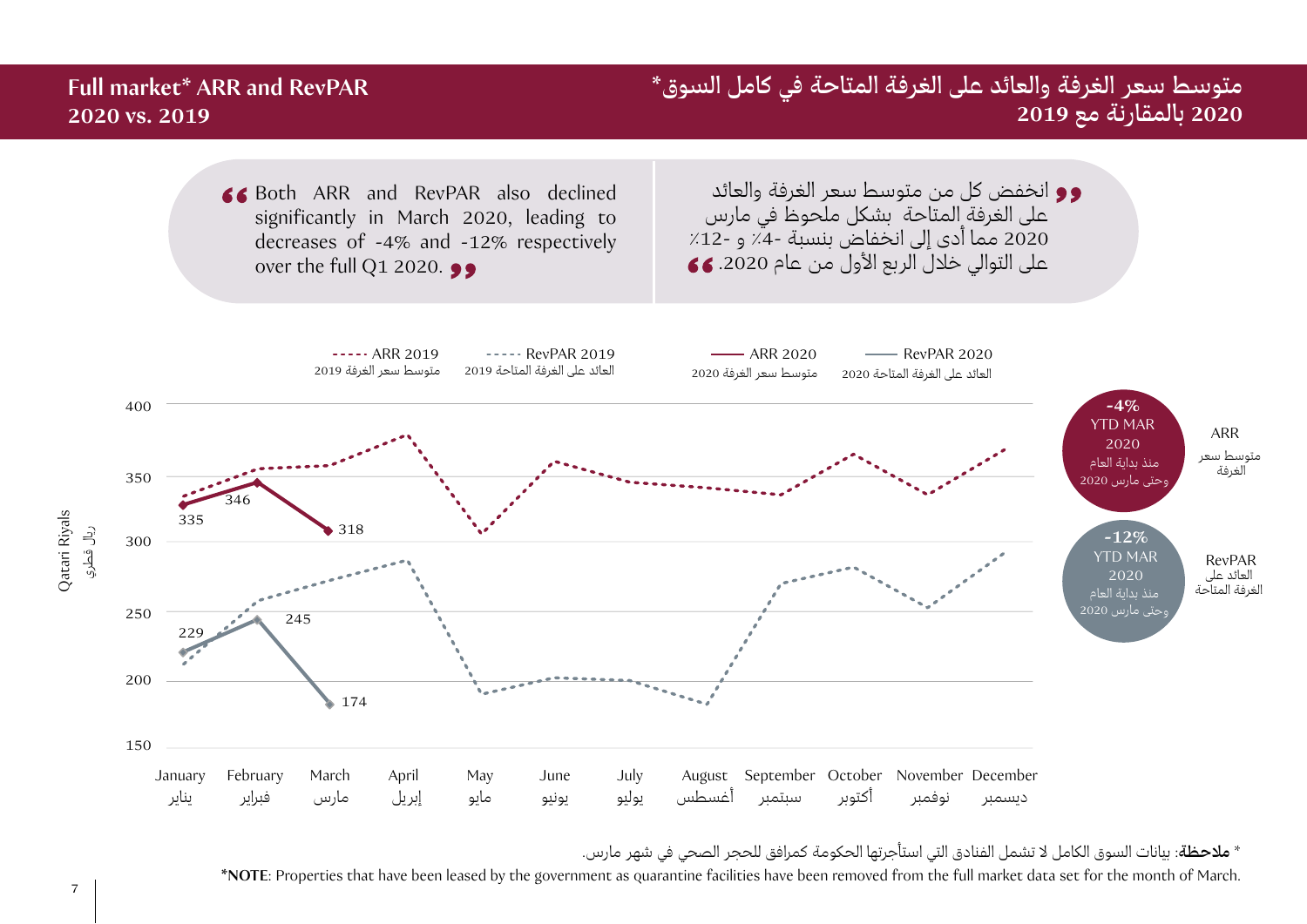# Full market* ARR and RevPAR 2020 vs. 2019

# متوسط سعر الغرفة والعائد على الغرفة المتاحة في كامل السوق* 2020 بالمقارنة مع 2019

> Both ARR and RevPAR also declined significantly in March 2020, leading to decreases of -4% and -12% respectively over the full Q1 2020.

> انخفض كل من متوسط سعر الغرفة والعائد على الغرفة المتاحة بشكل ملحوظ في مارس 2020 مما أدى إلى انخفاض بنسبة -4٪ و -12٪ على التوالي خلال الربع الأول من عام 2020.

Legend: ARR 2019 (متوسط سعر الغرفة 2019) · RevPAR 2019 (العائد على الغرفة المتاحة 2019) · ARR 2020 (متوسط سعر الغرفة 2020) · RevPAR 2020 (العائد على الغرفة المتاحة 2020)

Y-axis: Qatari Riyals / ريال قطري

| Month | ARR 2020 | RevPAR 2020 |
|---|---|---|
| January يناير | 335 | 229 |
| February فبراير | 346 | 245 |
| March مارس | 318 | 174 |

Months: January يناير, February فبراير, March مارس, April إبريل, May مايو, June يونيو, July يوليو, August أغسطس, September سبتمبر, October أكتوبر, November نوفمبر, December ديسمبر

ARR متوسط سعر الغرفة: **-4%** YTD MAR 2020 منذ بداية العام وحتى مارس 2020

RevPAR العائد على الغرفة المتاحة: **-12%** YTD MAR 2020 منذ بداية العام وحتى مارس 2020

* **ملاحظة**: بيانات السوق الكامل لا تشمل الفنادق التي استأجرتها الحكومة كمرافق للحجر الصحي في شهر مارس.

***NOTE**: Properties that have been leased by the government as quarantine facilities have been removed from the full market data set for the month of March.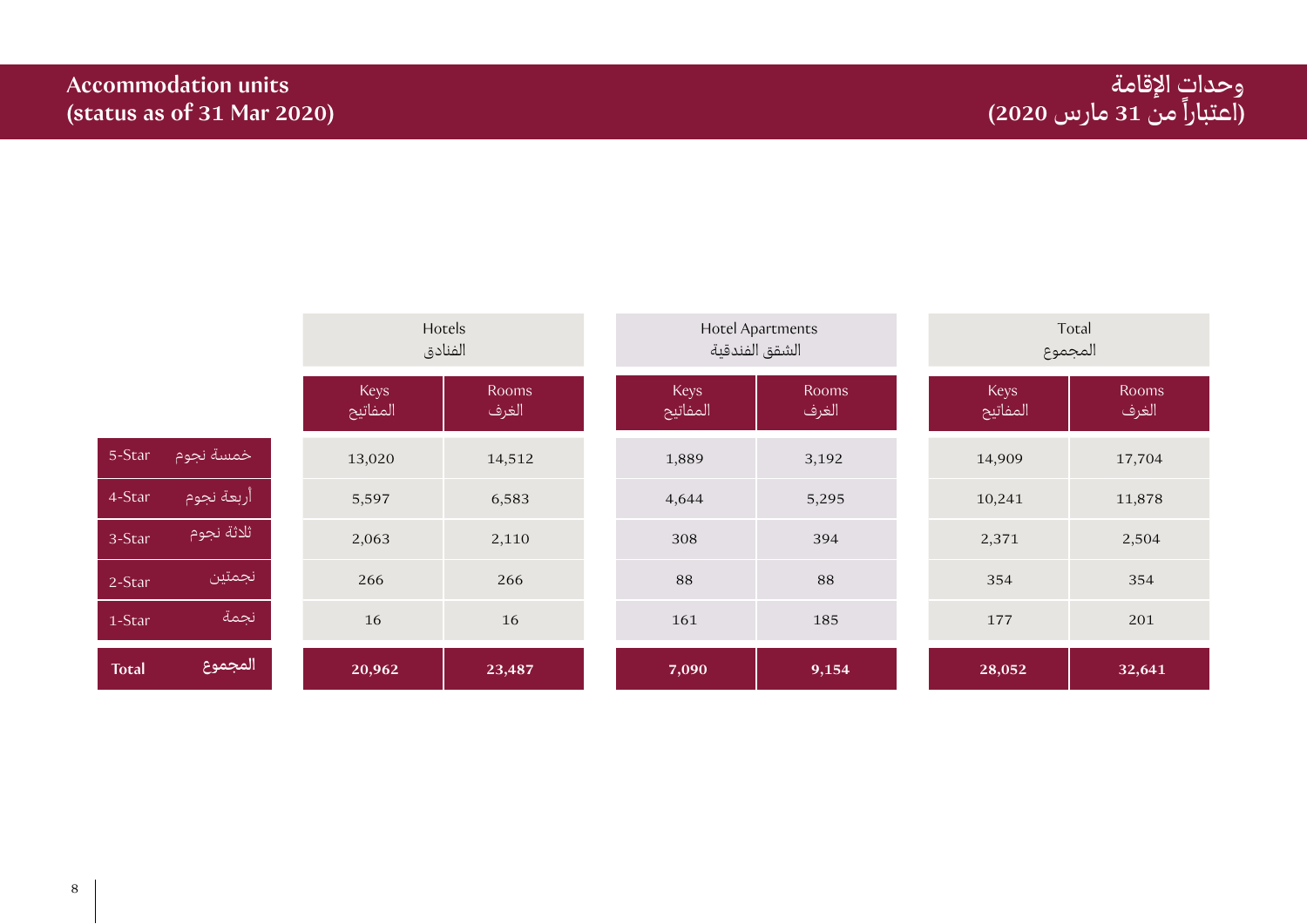## Accommodation units (status as of 31 Mar 2020)

## وحدات الإقامة (اعتباراً من 31 مارس 2020)

| | Hotels الفنادق | | Hotel Apartments الشقق الفندقية | | Total المجموع | |
|---|---|---|---|---|---|---|
| | Keys المفاتيح | Rooms الغرف | Keys المفاتيح | Rooms الغرف | Keys المفاتيح | Rooms الغرف |
| 5-Star خمسة نجوم | 13,020 | 14,512 | 1,889 | 3,192 | 14,909 | 17,704 |
| 4-Star أربعة نجوم | 5,597 | 6,583 | 4,644 | 5,295 | 10,241 | 11,878 |
| 3-Star ثلاثة نجوم | 2,063 | 2,110 | 308 | 394 | 2,371 | 2,504 |
| 2-Star نجمتين | 266 | 266 | 88 | 88 | 354 | 354 |
| 1-Star نجمة | 16 | 16 | 161 | 185 | 177 | 201 |
| **Total المجموع** | **20,962** | **23,487** | **7,090** | **9,154** | **28,052** | **32,641** |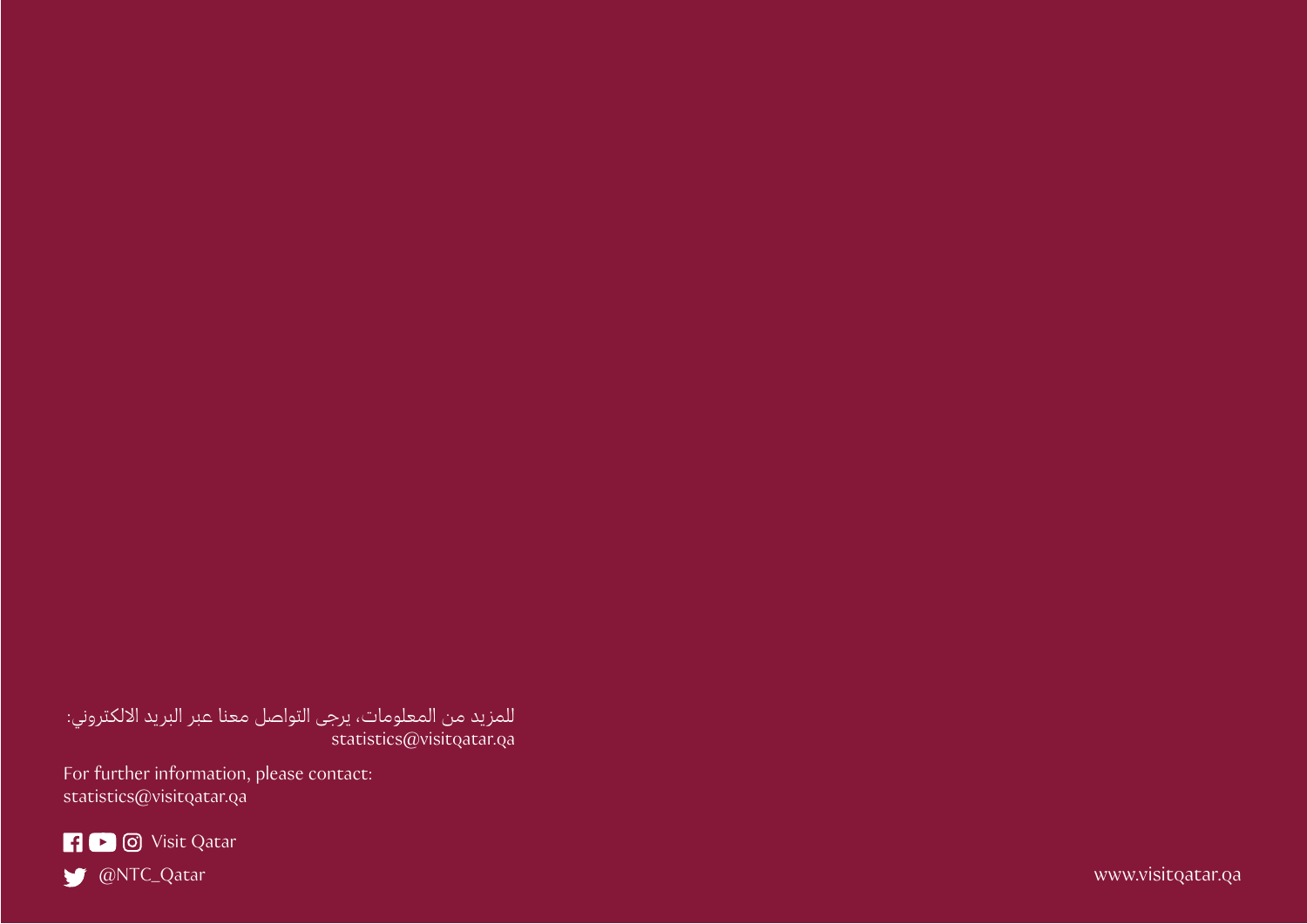للمزيد من المعلومات، يرجى التواصل معنا عبر البريد الالكتروني:
statistics@visitqatar.qa

For further information, please contact:
statistics@visitqatar.qa

Visit Qatar

@NTC_Qatar

www.visitqatar.qa